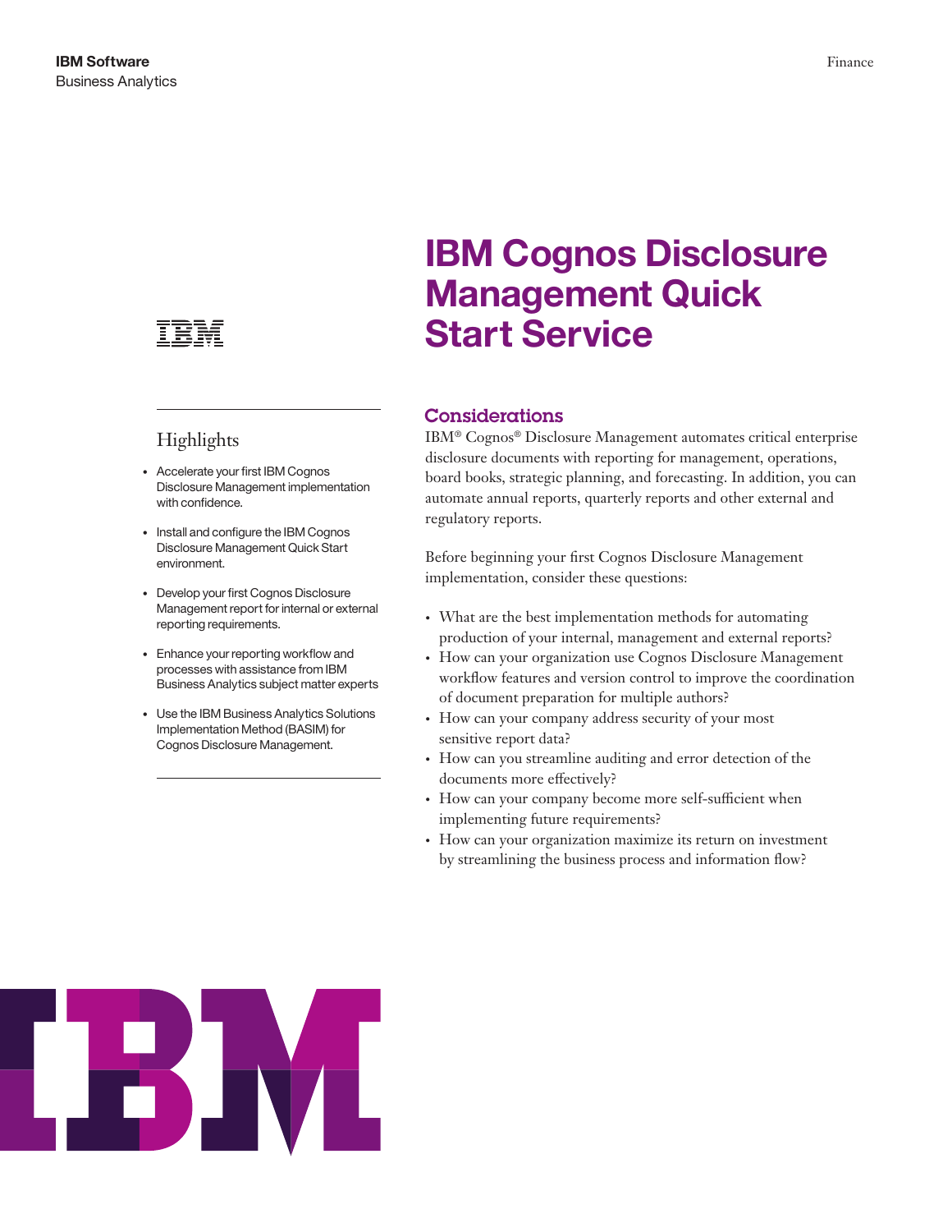IBM Software
Business Analytics

Finance

# IBM Cognos Disclosure Management Quick Start Service

## Highlights

- Accelerate your first IBM Cognos Disclosure Management implementation with confidence.
- Install and configure the IBM Cognos Disclosure Management Quick Start environment.
- Develop your first Cognos Disclosure Management report for internal or external reporting requirements.
- Enhance your reporting workflow and processes with assistance from IBM Business Analytics subject matter experts
- Use the IBM Business Analytics Solutions Implementation Method (BASIM) for Cognos Disclosure Management.

## Considerations

IBM® Cognos® Disclosure Management automates critical enterprise disclosure documents with reporting for management, operations, board books, strategic planning, and forecasting. In addition, you can automate annual reports, quarterly reports and other external and regulatory reports.

Before beginning your first Cognos Disclosure Management implementation, consider these questions:

- What are the best implementation methods for automating production of your internal, management and external reports?
- How can your organization use Cognos Disclosure Management workflow features and version control to improve the coordination of document preparation for multiple authors?
- How can your company address security of your most sensitive report data?
- How can you streamline auditing and error detection of the documents more effectively?
- How can your company become more self-sufficient when implementing future requirements?
- How can your organization maximize its return on investment by streamlining the business process and information flow?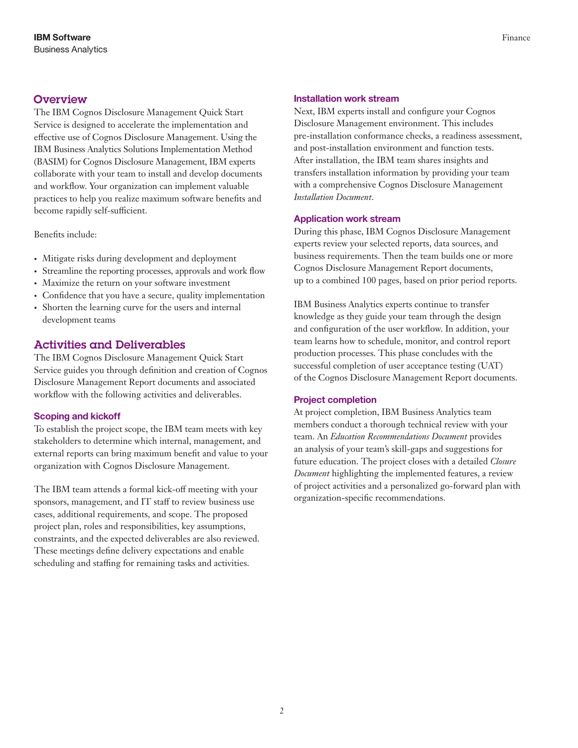## Overview

The IBM Cognos Disclosure Management Quick Start Service is designed to accelerate the implementation and effective use of Cognos Disclosure Management. Using the IBM Business Analytics Solutions Implementation Method (BASIM) for Cognos Disclosure Management, IBM experts collaborate with your team to install and develop documents and workflow. Your organization can implement valuable practices to help you realize maximum software benefits and become rapidly self-sufficient.

Benefits include:

- Mitigate risks during development and deployment
- Streamline the reporting processes, approvals and work flow
- Maximize the return on your software investment
- Confidence that you have a secure, quality implementation
- Shorten the learning curve for the users and internal development teams

## Activities and Deliverables

The IBM Cognos Disclosure Management Quick Start Service guides you through definition and creation of Cognos Disclosure Management Report documents and associated workflow with the following activities and deliverables.

### Scoping and kickoff

To establish the project scope, the IBM team meets with key stakeholders to determine which internal, management, and external reports can bring maximum benefit and value to your organization with Cognos Disclosure Management.

The IBM team attends a formal kick-off meeting with your sponsors, management, and IT staff to review business use cases, additional requirements, and scope. The proposed project plan, roles and responsibilities, key assumptions, constraints, and the expected deliverables are also reviewed. These meetings define delivery expectations and enable scheduling and staffing for remaining tasks and activities.

### Installation work stream

Next, IBM experts install and configure your Cognos Disclosure Management environment. This includes pre-installation conformance checks, a readiness assessment, and post-installation environment and function tests. After installation, the IBM team shares insights and transfers installation information by providing your team with a comprehensive Cognos Disclosure Management *Installation Document*.

### Application work stream

During this phase, IBM Cognos Disclosure Management experts review your selected reports, data sources, and business requirements. Then the team builds one or more Cognos Disclosure Management Report documents, up to a combined 100 pages, based on prior period reports.

IBM Business Analytics experts continue to transfer knowledge as they guide your team through the design and configuration of the user workflow. In addition, your team learns how to schedule, monitor, and control report production processes. This phase concludes with the successful completion of user acceptance testing (UAT) of the Cognos Disclosure Management Report documents.

### Project completion

At project completion, IBM Business Analytics team members conduct a thorough technical review with your team. An *Education Recommendations Document* provides an analysis of your team's skill-gaps and suggestions for future education. The project closes with a detailed *Closure Document* highlighting the implemented features, a review of project activities and a personalized go-forward plan with organization-specific recommendations.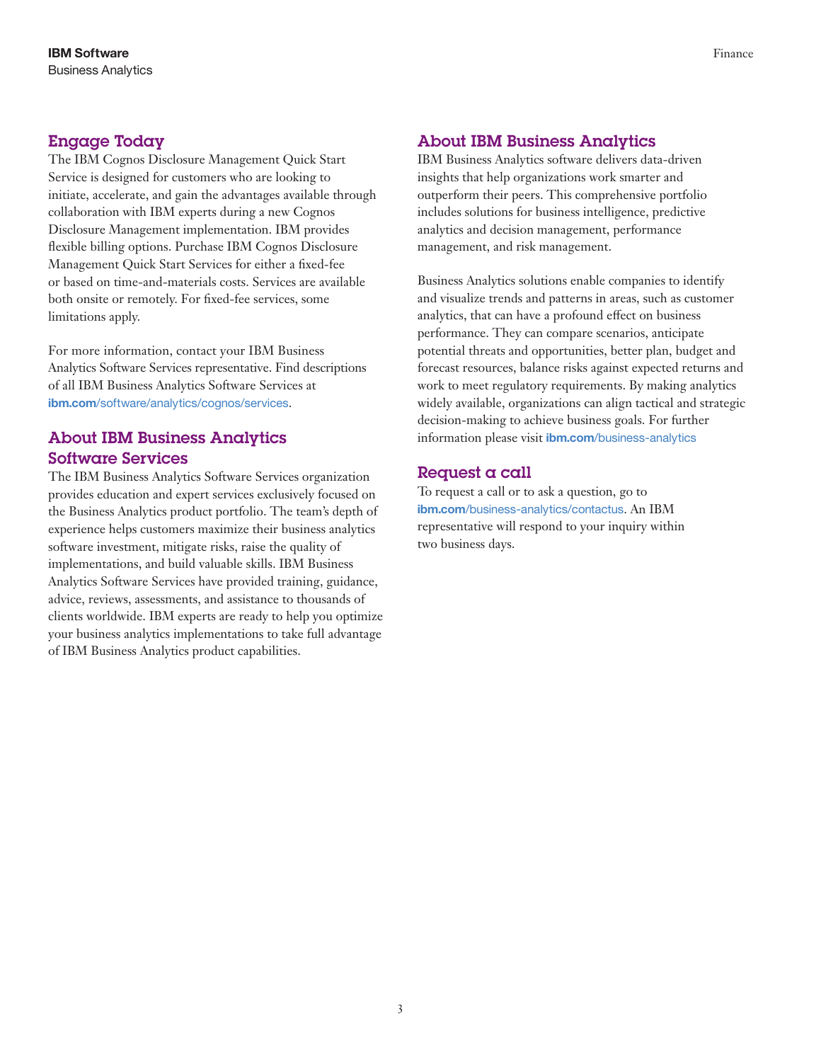## Engage Today

The IBM Cognos Disclosure Management Quick Start Service is designed for customers who are looking to initiate, accelerate, and gain the advantages available through collaboration with IBM experts during a new Cognos Disclosure Management implementation. IBM provides flexible billing options. Purchase IBM Cognos Disclosure Management Quick Start Services for either a fixed-fee or based on time-and-materials costs. Services are available both onsite or remotely. For fixed-fee services, some limitations apply.

For more information, contact your IBM Business Analytics Software Services representative. Find descriptions of all IBM Business Analytics Software Services at **ibm.com**/software/analytics/cognos/services.

## About IBM Business Analytics Software Services

The IBM Business Analytics Software Services organization provides education and expert services exclusively focused on the Business Analytics product portfolio. The team's depth of experience helps customers maximize their business analytics software investment, mitigate risks, raise the quality of implementations, and build valuable skills. IBM Business Analytics Software Services have provided training, guidance, advice, reviews, assessments, and assistance to thousands of clients worldwide. IBM experts are ready to help you optimize your business analytics implementations to take full advantage of IBM Business Analytics product capabilities.

## About IBM Business Analytics

IBM Business Analytics software delivers data-driven insights that help organizations work smarter and outperform their peers. This comprehensive portfolio includes solutions for business intelligence, predictive analytics and decision management, performance management, and risk management.

Business Analytics solutions enable companies to identify and visualize trends and patterns in areas, such as customer analytics, that can have a profound effect on business performance. They can compare scenarios, anticipate potential threats and opportunities, better plan, budget and forecast resources, balance risks against expected returns and work to meet regulatory requirements. By making analytics widely available, organizations can align tactical and strategic decision-making to achieve business goals. For further information please visit **ibm.com**/business-analytics

## Request a call

To request a call or to ask a question, go to **ibm.com**/business-analytics/contactus. An IBM representative will respond to your inquiry within two business days.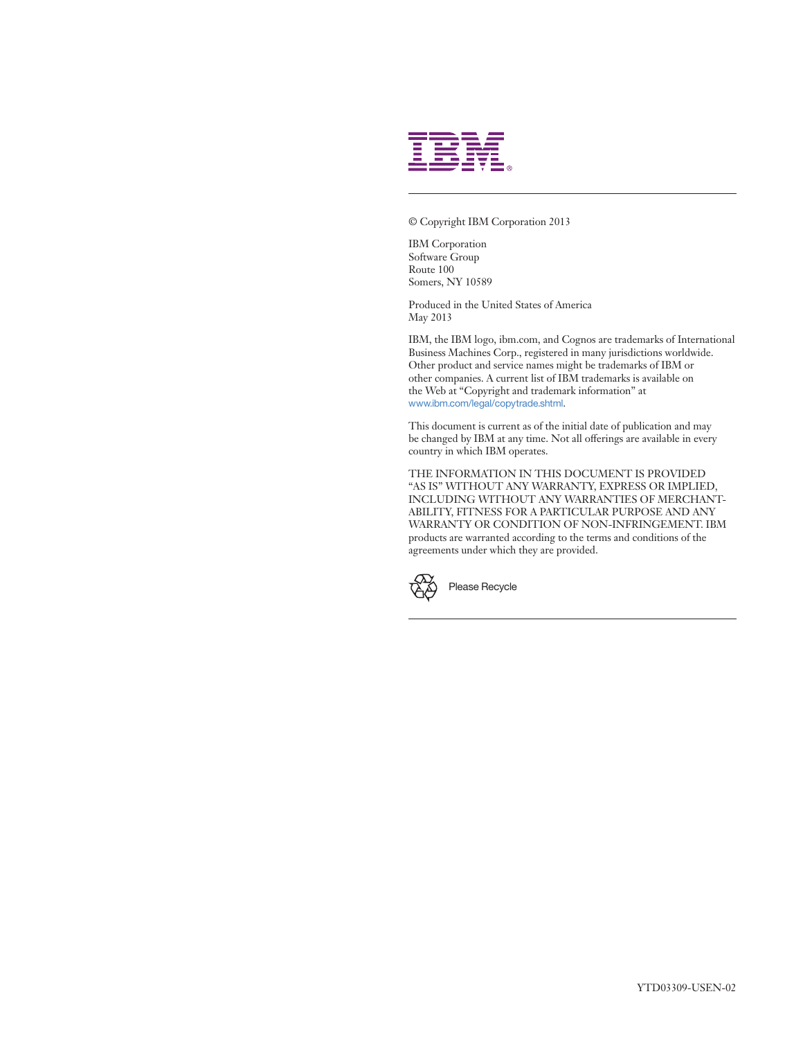© Copyright IBM Corporation 2013

IBM Corporation
Software Group
Route 100
Somers, NY 10589

Produced in the United States of America
May 2013

IBM, the IBM logo, ibm.com, and Cognos are trademarks of International Business Machines Corp., registered in many jurisdictions worldwide. Other product and service names might be trademarks of IBM or other companies. A current list of IBM trademarks is available on the Web at "Copyright and trademark information" at www.ibm.com/legal/copytrade.shtml.

This document is current as of the initial date of publication and may be changed by IBM at any time. Not all offerings are available in every country in which IBM operates.

THE INFORMATION IN THIS DOCUMENT IS PROVIDED "AS IS" WITHOUT ANY WARRANTY, EXPRESS OR IMPLIED, INCLUDING WITHOUT ANY WARRANTIES OF MERCHANTABILITY, FITNESS FOR A PARTICULAR PURPOSE AND ANY WARRANTY OR CONDITION OF NON-INFRINGEMENT. IBM products are warranted according to the terms and conditions of the agreements under which they are provided.

Please Recycle

YTD03309-USEN-02